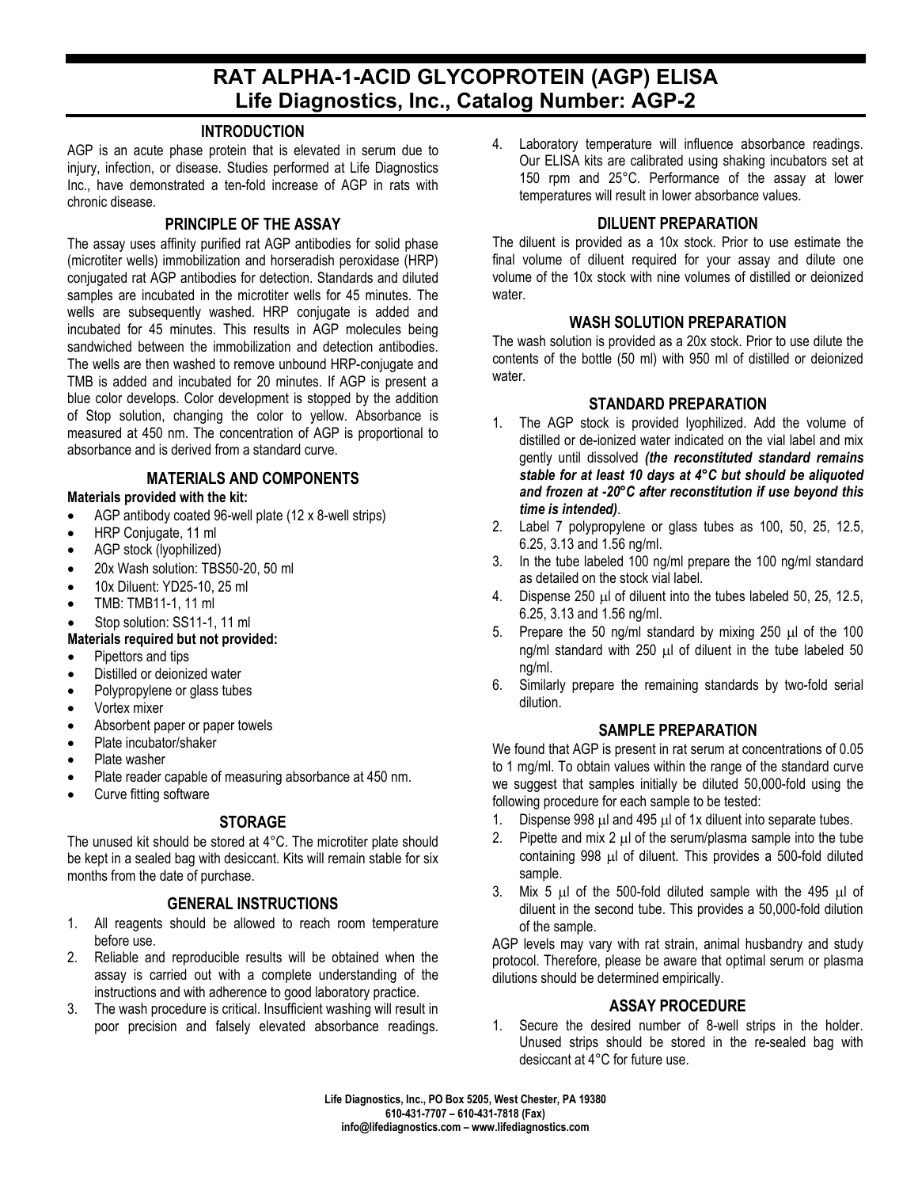# RAT ALPHA-1-ACID GLYCOPROTEIN (AGP) ELISA
## Life Diagnostics, Inc., Catalog Number: AGP-2

### INTRODUCTION

AGP is an acute phase protein that is elevated in serum due to injury, infection, or disease. Studies performed at Life Diagnostics Inc., have demonstrated a ten-fold increase of AGP in rats with chronic disease.

### PRINCIPLE OF THE ASSAY

The assay uses affinity purified rat AGP antibodies for solid phase (microtiter wells) immobilization and horseradish peroxidase (HRP) conjugated rat AGP antibodies for detection. Standards and diluted samples are incubated in the microtiter wells for 45 minutes. The wells are subsequently washed. HRP conjugate is added and incubated for 45 minutes. This results in AGP molecules being sandwiched between the immobilization and detection antibodies. The wells are then washed to remove unbound HRP-conjugate and TMB is added and incubated for 20 minutes. If AGP is present a blue color develops. Color development is stopped by the addition of Stop solution, changing the color to yellow. Absorbance is measured at 450 nm. The concentration of AGP is proportional to absorbance and is derived from a standard curve.

### MATERIALS AND COMPONENTS

**Materials provided with the kit:**

- AGP antibody coated 96-well plate (12 x 8-well strips)
- HRP Conjugate, 11 ml
- AGP stock (lyophilized)
- 20x Wash solution: TBS50-20, 50 ml
- 10x Diluent: YD25-10, 25 ml
- TMB: TMB11-1, 11 ml
- Stop solution: SS11-1, 11 ml

**Materials required but not provided:**

- Pipettors and tips
- Distilled or deionized water
- Polypropylene or glass tubes
- Vortex mixer
- Absorbent paper or paper towels
- Plate incubator/shaker
- Plate washer
- Plate reader capable of measuring absorbance at 450 nm.
- Curve fitting software

### STORAGE

The unused kit should be stored at 4°C. The microtiter plate should be kept in a sealed bag with desiccant. Kits will remain stable for six months from the date of purchase.

### GENERAL INSTRUCTIONS

1. All reagents should be allowed to reach room temperature before use.
2. Reliable and reproducible results will be obtained when the assay is carried out with a complete understanding of the instructions and with adherence to good laboratory practice.
3. The wash procedure is critical. Insufficient washing will result in poor precision and falsely elevated absorbance readings.
4. Laboratory temperature will influence absorbance readings. Our ELISA kits are calibrated using shaking incubators set at 150 rpm and 25°C. Performance of the assay at lower temperatures will result in lower absorbance values.

### DILUENT PREPARATION

The diluent is provided as a 10x stock. Prior to use estimate the final volume of diluent required for your assay and dilute one volume of the 10x stock with nine volumes of distilled or deionized water.

### WASH SOLUTION PREPARATION

The wash solution is provided as a 20x stock. Prior to use dilute the contents of the bottle (50 ml) with 950 ml of distilled or deionized water.

### STANDARD PREPARATION

1. The AGP stock is provided lyophilized. Add the volume of distilled or de-ionized water indicated on the vial label and mix gently until dissolved ***(the reconstituted standard remains stable for at least 10 days at 4°C but should be aliquoted and frozen at -20°C after reconstitution if use beyond this time is intended)***.
2. Label 7 polypropylene or glass tubes as 100, 50, 25, 12.5, 6.25, 3.13 and 1.56 ng/ml.
3. In the tube labeled 100 ng/ml prepare the 100 ng/ml standard as detailed on the stock vial label.
4. Dispense 250 µl of diluent into the tubes labeled 50, 25, 12.5, 6.25, 3.13 and 1.56 ng/ml.
5. Prepare the 50 ng/ml standard by mixing 250 µl of the 100 ng/ml standard with 250 µl of diluent in the tube labeled 50 ng/ml.
6. Similarly prepare the remaining standards by two-fold serial dilution.

### SAMPLE PREPARATION

We found that AGP is present in rat serum at concentrations of 0.05 to 1 mg/ml. To obtain values within the range of the standard curve we suggest that samples initially be diluted 50,000-fold using the following procedure for each sample to be tested:

1. Dispense 998 µl and 495 µl of 1x diluent into separate tubes.
2. Pipette and mix 2 µl of the serum/plasma sample into the tube containing 998 µl of diluent. This provides a 500-fold diluted sample.
3. Mix 5 µl of the 500-fold diluted sample with the 495 µl of diluent in the second tube. This provides a 50,000-fold dilution of the sample.

AGP levels may vary with rat strain, animal husbandry and study protocol. Therefore, please be aware that optimal serum or plasma dilutions should be determined empirically.

### ASSAY PROCEDURE

1. Secure the desired number of 8-well strips in the holder. Unused strips should be stored in the re-sealed bag with desiccant at 4°C for future use.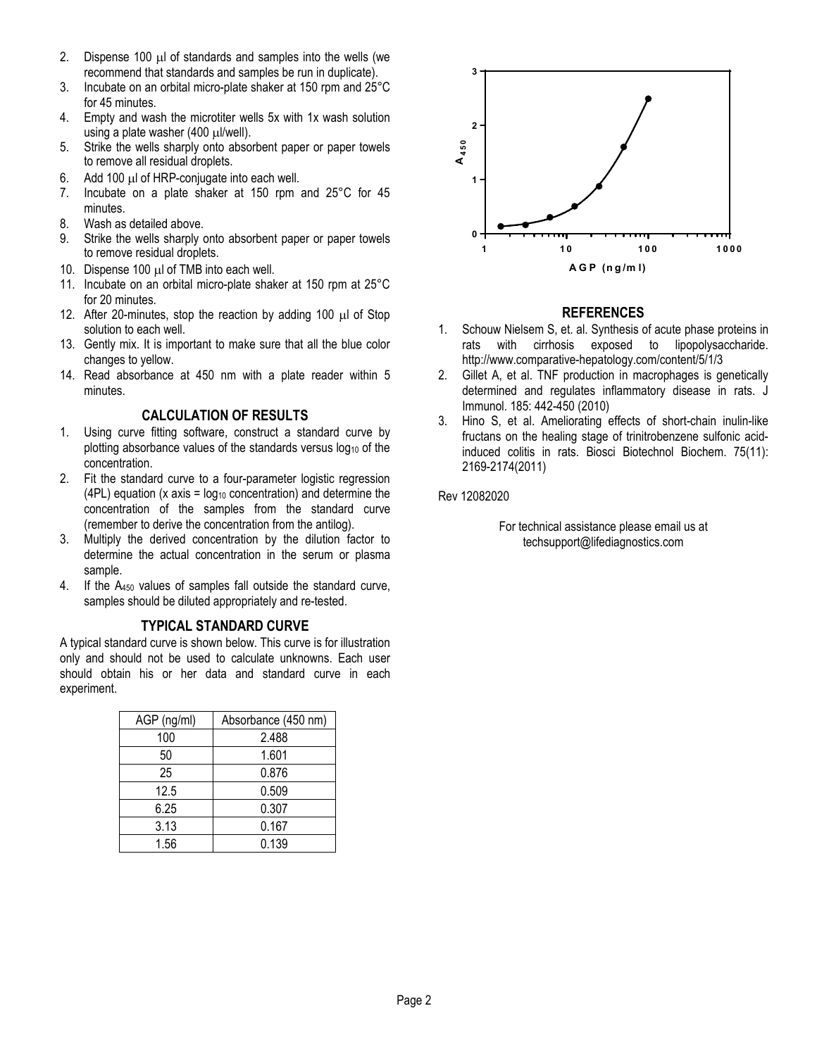2. Dispense 100 μl of standards and samples into the wells (we recommend that standards and samples be run in duplicate).
3. Incubate on an orbital micro-plate shaker at 150 rpm and 25°C for 45 minutes.
4. Empty and wash the microtiter wells 5x with 1x wash solution using a plate washer (400 μl/well).
5. Strike the wells sharply onto absorbent paper or paper towels to remove all residual droplets.
6. Add 100 μl of HRP-conjugate into each well.
7. Incubate on a plate shaker at 150 rpm and 25°C for 45 minutes.
8. Wash as detailed above.
9. Strike the wells sharply onto absorbent paper or paper towels to remove residual droplets.
10. Dispense 100 μl of TMB into each well.
11. Incubate on an orbital micro-plate shaker at 150 rpm at 25°C for 20 minutes.
12. After 20-minutes, stop the reaction by adding 100 μl of Stop solution to each well.
13. Gently mix. It is important to make sure that all the blue color changes to yellow.
14. Read absorbance at 450 nm with a plate reader within 5 minutes.

## CALCULATION OF RESULTS

1. Using curve fitting software, construct a standard curve by plotting absorbance values of the standards versus $\log_{10}$ of the concentration.
2. Fit the standard curve to a four-parameter logistic regression (4PL) equation (x axis = $\log_{10}$ concentration) and determine the concentration of the samples from the standard curve (remember to derive the concentration from the antilog).
3. Multiply the derived concentration by the dilution factor to determine the actual concentration in the serum or plasma sample.
4. If the $A_{450}$ values of samples fall outside the standard curve, samples should be diluted appropriately and re-tested.

## TYPICAL STANDARD CURVE

A typical standard curve is shown below. This curve is for illustration only and should not be used to calculate unknowns. Each user should obtain his or her data and standard curve in each experiment.

| AGP (ng/ml) | Absorbance (450 nm) |
|---|---|
| 100 | 2.488 |
| 50 | 1.601 |
| 25 | 0.876 |
| 12.5 | 0.509 |
| 6.25 | 0.307 |
| 3.13 | 0.167 |
| 1.56 | 0.139 |

$A_{450}$

3
2
1
0

1
10
100
1000

AGP (ng/ml)

## REFERENCES

1. Schouw Nielsem S, et. al. Synthesis of acute phase proteins in rats with cirrhosis exposed to lipopolysaccharide. http://www.comparative-hepatology.com/content/5/1/3
2. Gillet A, et al. TNF production in macrophages is genetically determined and regulates inflammatory disease in rats. J Immunol. 185: 442-450 (2010)
3. Hino S, et al. Ameliorating effects of short-chain inulin-like fructans on the healing stage of trinitrobenzene sulfonic acid-induced colitis in rats. Biosci Biotechnol Biochem. 75(11): 2169-2174(2011)

Rev 12082020

For technical assistance please email us at techsupport@lifediagnostics.com